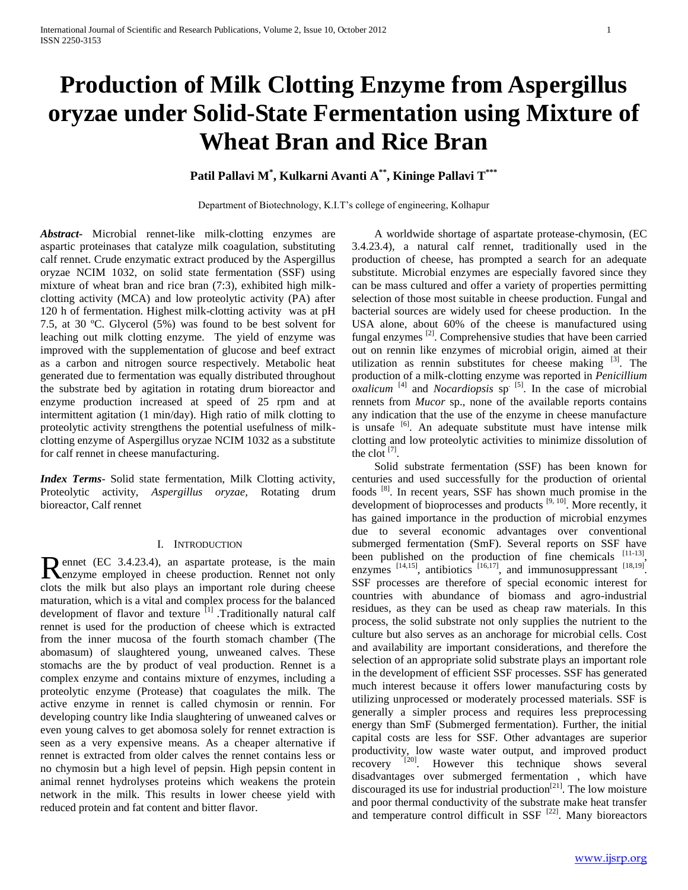# Production of Milk Clotting Enzyme from Aspergillus oryzae under Solid-State Fermentation using Mixture of Wheat Bran and Rice Bran

**Patil Pallavi M[*], Kulkarni Avanti A[**], Kininge Pallavi T[***]**

Department of Biotechnology, K.I.T's college of engineering, Kolhapur

***Abstract-*** Microbial rennet-like milk-clotting enzymes are aspartic proteinases that catalyze milk coagulation, substituting calf rennet. Crude enzymatic extract produced by the Aspergillus oryzae NCIM 1032, on solid state fermentation (SSF) using mixture of wheat bran and rice bran (7:3), exhibited high milk-clotting activity (MCA) and low proteolytic activity (PA) after 120 h of fermentation. Highest milk-clotting activity was at pH 7.5, at 30 ºC. Glycerol (5%) was found to be best solvent for leaching out milk clotting enzyme. The yield of enzyme was improved with the supplementation of glucose and beef extract as a carbon and nitrogen source respectively. Metabolic heat generated due to fermentation was equally distributed throughout the substrate bed by agitation in rotating drum bioreactor and enzyme production increased at speed of 25 rpm and at intermittent agitation (1 min/day). High ratio of milk clotting to proteolytic activity strengthens the potential usefulness of milk-clotting enzyme of Aspergillus oryzae NCIM 1032 as a substitute for calf rennet in cheese manufacturing.

***Index Terms*-** Solid state fermentation, Milk Clotting activity, Proteolytic activity, *Aspergillus oryzae*, Rotating drum bioreactor, Calf rennet

## I. Introduction

Rennet (EC 3.4.23.4), an aspartate protease, is the main enzyme employed in cheese production. Rennet not only clots the milk but also plays an important role during cheese maturation, which is a vital and complex process for the balanced development of flavor and texture [1] .Traditionally natural calf rennet is used for the production of cheese which is extracted from the inner mucosa of the fourth stomach chamber (The abomasum) of slaughtered young, unweaned calves. These stomachs are the by product of veal production. Rennet is a complex enzyme and contains mixture of enzymes, including a proteolytic enzyme (Protease) that coagulates the milk. The active enzyme in rennet is called chymosin or rennin. For developing country like India slaughtering of unweaned calves or even young calves to get abomosa solely for rennet extraction is seen as a very expensive means. As a cheaper alternative if rennet is extracted from older calves the rennet contains less or no chymosin but a high level of pepsin. High pepsin content in animal rennet hydrolyses proteins which weakens the protein network in the milk. This results in lower cheese yield with reduced protein and fat content and bitter flavor.

A worldwide shortage of aspartate protease-chymosin, (EC 3.4.23.4), a natural calf rennet, traditionally used in the production of cheese, has prompted a search for an adequate substitute. Microbial enzymes are especially favored since they can be mass cultured and offer a variety of properties permitting selection of those most suitable in cheese production. Fungal and bacterial sources are widely used for cheese production. In the USA alone, about 60% of the cheese is manufactured using fungal enzymes [2]. Comprehensive studies that have been carried out on rennin like enzymes of microbial origin, aimed at their utilization as rennin substitutes for cheese making [3]. The production of a milk-clotting enzyme was reported in *Penicillium oxalicum* [4] and *Nocardiopsis* sp. [5]. In the case of microbial rennets from *Mucor* sp., none of the available reports contains any indication that the use of the enzyme in cheese manufacture is unsafe [6]. An adequate substitute must have intense milk clotting and low proteolytic activities to minimize dissolution of the clot [7].

Solid substrate fermentation (SSF) has been known for centuries and used successfully for the production of oriental foods [8]. In recent years, SSF has shown much promise in the development of bioprocesses and products [9, 10]. More recently, it has gained importance in the production of microbial enzymes due to several economic advantages over conventional submerged fermentation (SmF). Several reports on SSF have been published on the production of fine chemicals [11-13], enzymes [14,15], antibiotics [16,17], and immunosuppressant [18,19]. SSF processes are therefore of special economic interest for countries with abundance of biomass and agro-industrial residues, as they can be used as cheap raw materials. In this process, the solid substrate not only supplies the nutrient to the culture but also serves as an anchorage for microbial cells. Cost and availability are important considerations, and therefore the selection of an appropriate solid substrate plays an important role in the development of efficient SSF processes. SSF has generated much interest because it offers lower manufacturing costs by utilizing unprocessed or moderately processed materials. SSF is generally a simpler process and requires less preprocessing energy than SmF (Submerged fermentation). Further, the initial capital costs are less for SSF. Other advantages are superior productivity, low waste water output, and improved product recovery [20]. However this technique shows several disadvantages over submerged fermentation , which have discouraged its use for industrial production[21]. The low moisture and poor thermal conductivity of the substrate make heat transfer and temperature control difficult in SSF [22]. Many bioreactors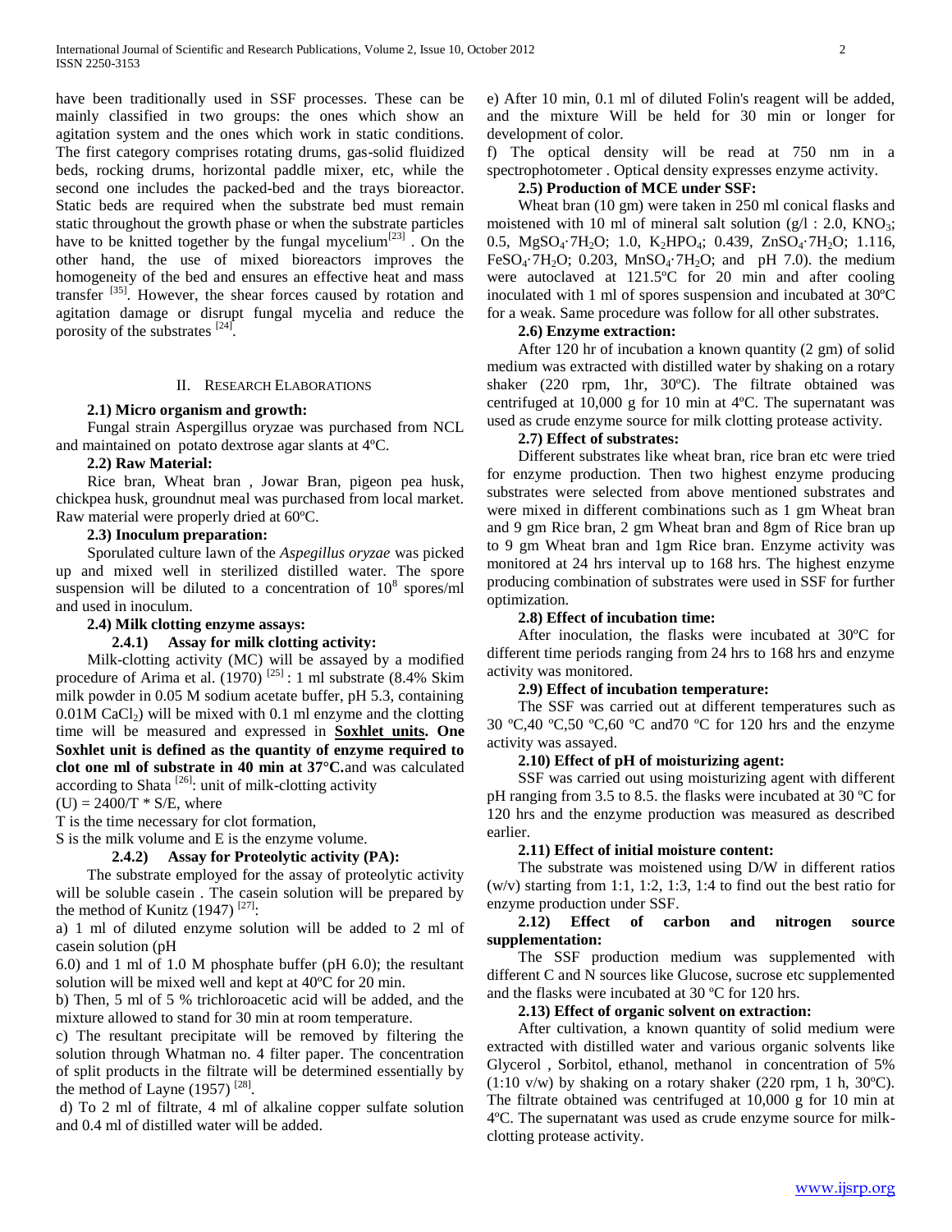have been traditionally used in SSF processes. These can be mainly classified in two groups: the ones which show an agitation system and the ones which work in static conditions. The first category comprises rotating drums, gas-solid fluidized beds, rocking drums, horizontal paddle mixer, etc, while the second one includes the packed-bed and the trays bioreactor. Static beds are required when the substrate bed must remain static throughout the growth phase or when the substrate particles have to be knitted together by the fungal mycelium[23] . On the other hand, the use of mixed bioreactors improves the homogeneity of the bed and ensures an effective heat and mass transfer [35]. However, the shear forces caused by rotation and agitation damage or disrupt fungal mycelia and reduce the porosity of the substrates [24].

## II. Research Elaborations

### 2.1) Micro organism and growth:

Fungal strain Aspergillus oryzae was purchased from NCL and maintained on potato dextrose agar slants at 4ºC.

### 2.2) Raw Material:

Rice bran, Wheat bran , Jowar Bran, pigeon pea husk, chickpea husk, groundnut meal was purchased from local market. Raw material were properly dried at 60ºC.

### 2.3) Inoculum preparation:

Sporulated culture lawn of the *Aspegillus oryzae* was picked up and mixed well in sterilized distilled water. The spore suspension will be diluted to a concentration of $10^8$ spores/ml and used in inoculum.

### 2.4) Milk clotting enzyme assays:

#### 2.4.1) Assay for milk clotting activity:

Milk-clotting activity (MC) will be assayed by a modified procedure of Arima et al. (1970) [25] : 1 ml substrate (8.4% Skim milk powder in 0.05 M sodium acetate buffer, pH 5.3, containing 0.01M $CaCl_2$) will be mixed with 0.1 ml enzyme and the clotting time will be measured and expressed in **Soxhlet units. One Soxhlet unit is defined as the quantity of enzyme required to clot one ml of substrate in 40 min at 37°C.**and was calculated according to Shata [26]: unit of milk-clotting activity

$(U) = 2400/T * S/E$, where

T is the time necessary for clot formation,

S is the milk volume and E is the enzyme volume.

#### 2.4.2) Assay for Proteolytic activity (PA):

The substrate employed for the assay of proteolytic activity will be soluble casein . The casein solution will be prepared by the method of Kunitz (1947) [27]:

a) 1 ml of diluted enzyme solution will be added to 2 ml of casein solution (pH 6.0) and 1 ml of 1.0 M phosphate buffer (pH 6.0); the resultant solution will be mixed well and kept at 40ºC for 20 min.

b) Then, 5 ml of 5 % trichloroacetic acid will be added, and the mixture allowed to stand for 30 min at room temperature.

c) The resultant precipitate will be removed by filtering the solution through Whatman no. 4 filter paper. The concentration of split products in the filtrate will be determined essentially by the method of Layne (1957) [28].

d) To 2 ml of filtrate, 4 ml of alkaline copper sulfate solution and 0.4 ml of distilled water will be added.

e) After 10 min, 0.1 ml of diluted Folin's reagent will be added, and the mixture Will be held for 30 min or longer for development of color.

f) The optical density will be read at 750 nm in a spectrophotometer . Optical density expresses enzyme activity.

### 2.5) Production of MCE under SSF:

Wheat bran (10 gm) were taken in 250 ml conical flasks and moistened with 10 ml of mineral salt solution (g/l : 2.0, $KNO_3$; 0.5, $MgSO_4 \cdot 7H_2O$; 1.0, $K_2HPO_4$; 0.439, $ZnSO_4 \cdot 7H_2O$; 1.116, $FeSO_4 \cdot 7H_2O$; 0.203, $MnSO_4 \cdot 7H_2O$; and pH 7.0). the medium were autoclaved at 121.5ºC for 20 min and after cooling inoculated with 1 ml of spores suspension and incubated at 30ºC for a weak. Same procedure was follow for all other substrates.

### 2.6) Enzyme extraction:

After 120 hr of incubation a known quantity (2 gm) of solid medium was extracted with distilled water by shaking on a rotary shaker (220 rpm, 1hr, 30ºC). The filtrate obtained was centrifuged at 10,000 g for 10 min at 4ºC. The supernatant was used as crude enzyme source for milk clotting protease activity.

### 2.7) Effect of substrates:

Different substrates like wheat bran, rice bran etc were tried for enzyme production. Then two highest enzyme producing substrates were selected from above mentioned substrates and were mixed in different combinations such as 1 gm Wheat bran and 9 gm Rice bran, 2 gm Wheat bran and 8gm of Rice bran up to 9 gm Wheat bran and 1gm Rice bran. Enzyme activity was monitored at 24 hrs interval up to 168 hrs. The highest enzyme producing combination of substrates were used in SSF for further optimization.

### 2.8) Effect of incubation time:

After inoculation, the flasks were incubated at 30ºC for different time periods ranging from 24 hrs to 168 hrs and enzyme activity was monitored.

### 2.9) Effect of incubation temperature:

The SSF was carried out at different temperatures such as 30 ºC,40 ºC,50 ºC,60 ºC and70 ºC for 120 hrs and the enzyme activity was assayed.

### 2.10) Effect of pH of moisturizing agent:

SSF was carried out using moisturizing agent with different pH ranging from 3.5 to 8.5. the flasks were incubated at 30 ºC for 120 hrs and the enzyme production was measured as described earlier.

### 2.11) Effect of initial moisture content:

The substrate was moistened using D/W in different ratios (w/v) starting from 1:1, 1:2, 1:3, 1:4 to find out the best ratio for enzyme production under SSF.

### 2.12) Effect of carbon and nitrogen source supplementation:

The SSF production medium was supplemented with different C and N sources like Glucose, sucrose etc supplemented and the flasks were incubated at 30 ºC for 120 hrs.

### 2.13) Effect of organic solvent on extraction:

After cultivation, a known quantity of solid medium were extracted with distilled water and various organic solvents like Glycerol , Sorbitol, ethanol, methanol in concentration of 5% (1:10 v/w) by shaking on a rotary shaker (220 rpm, 1 h, 30ºC). The filtrate obtained was centrifuged at 10,000 g for 10 min at 4ºC. The supernatant was used as crude enzyme source for milk-clotting protease activity.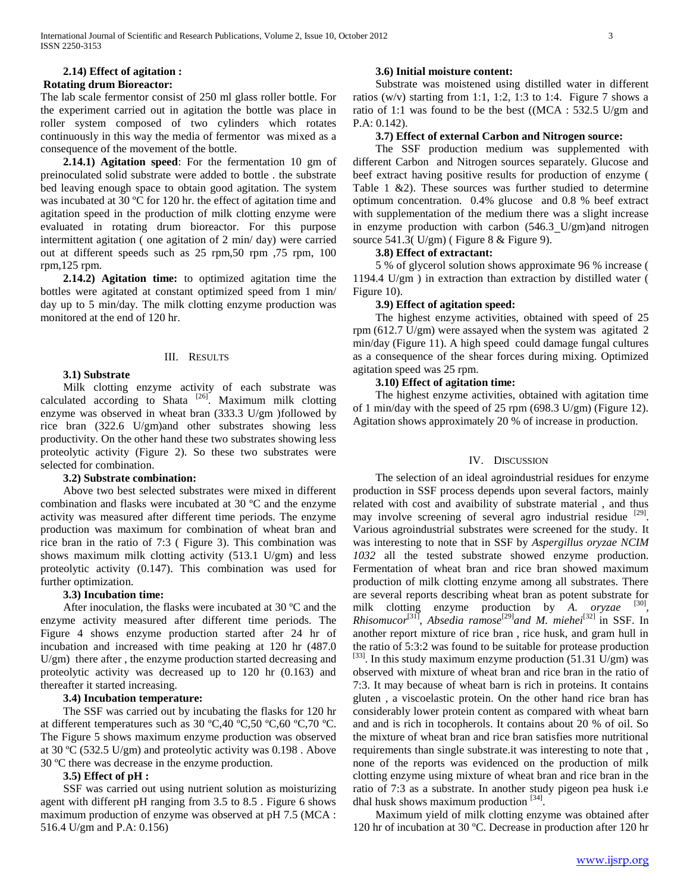**2.14) Effect of agitation :**

**Rotating drum Bioreactor:**

The lab scale fermentor consist of 250 ml glass roller bottle. For the experiment carried out in agitation the bottle was place in roller system composed of two cylinders which rotates continuously in this way the media of fermentor was mixed as a consequence of the movement of the bottle.

**2.14.1) Agitation speed**: For the fermentation 10 gm of preinoculated solid substrate were added to bottle . the substrate bed leaving enough space to obtain good agitation. The system was incubated at 30 ºC for 120 hr. the effect of agitation time and agitation speed in the production of milk clotting enzyme were evaluated in rotating drum bioreactor. For this purpose intermittent agitation ( one agitation of 2 min/ day) were carried out at different speeds such as 25 rpm,50 rpm ,75 rpm, 100 rpm,125 rpm.

**2.14.2) Agitation time:** to optimized agitation time the bottles were agitated at constant optimized speed from 1 min/ day up to 5 min/day. The milk clotting enzyme production was monitored at the end of 120 hr.

## III. Results

**3.1) Substrate**

Milk clotting enzyme activity of each substrate was calculated according to Shata [26]. Maximum milk clotting enzyme was observed in wheat bran (333.3 U/gm )followed by rice bran (322.6 U/gm)and other substrates showing less productivity. On the other hand these two substrates showing less proteolytic activity (Figure 2). So these two substrates were selected for combination.

**3.2) Substrate combination:**

Above two best selected substrates were mixed in different combination and flasks were incubated at 30 ºC and the enzyme activity was measured after different time periods. The enzyme production was maximum for combination of wheat bran and rice bran in the ratio of 7:3 ( Figure 3). This combination was shows maximum milk clotting activity (513.1 U/gm) and less proteolytic activity (0.147). This combination was used for further optimization.

**3.3) Incubation time:**

After inoculation, the flasks were incubated at 30 ºC and the enzyme activity measured after different time periods. The Figure 4 shows enzyme production started after 24 hr of incubation and increased with time peaking at 120 hr (487.0 U/gm) there after , the enzyme production started decreasing and proteolytic activity was decreased up to 120 hr (0.163) and thereafter it started increasing.

**3.4) Incubation temperature:**

The SSF was carried out by incubating the flasks for 120 hr at different temperatures such as 30 ºC,40 ºC,50 ºC,60 ºC,70 ºC. The Figure 5 shows maximum enzyme production was observed at 30 ºC (532.5 U/gm) and proteolytic activity was 0.198 . Above 30 ºC there was decrease in the enzyme production.

**3.5) Effect of pH :**

SSF was carried out using nutrient solution as moisturizing agent with different pH ranging from 3.5 to 8.5 . Figure 6 shows maximum production of enzyme was observed at pH 7.5 (MCA : 516.4 U/gm and P.A: 0.156)

**3.6) Initial moisture content:**

Substrate was moistened using distilled water in different ratios (w/v) starting from 1:1, 1:2, 1:3 to 1:4. Figure 7 shows a ratio of 1:1 was found to be the best ((MCA : 532.5 U/gm and P.A: 0.142).

**3.7) Effect of external Carbon and Nitrogen source:**

The SSF production medium was supplemented with different Carbon and Nitrogen sources separately. Glucose and beef extract having positive results for production of enzyme ( Table 1 &2). These sources was further studied to determine optimum concentration. 0.4% glucose and 0.8 % beef extract with supplementation of the medium there was a slight increase in enzyme production with carbon (546.3 U/gm)and nitrogen source 541.3( U/gm) ( Figure 8 & Figure 9).

**3.8) Effect of extractant:**

5 % of glycerol solution shows approximate 96 % increase ( 1194.4 U/gm ) in extraction than extraction by distilled water ( Figure 10).

**3.9) Effect of agitation speed:**

The highest enzyme activities, obtained with speed of 25 rpm (612.7 U/gm) were assayed when the system was agitated 2 min/day (Figure 11). A high speed could damage fungal cultures as a consequence of the shear forces during mixing. Optimized agitation speed was 25 rpm.

**3.10) Effect of agitation time:**

The highest enzyme activities, obtained with agitation time of 1 min/day with the speed of 25 rpm (698.3 U/gm) (Figure 12). Agitation shows approximately 20 % of increase in production.

## IV. Discussion

The selection of an ideal agroindustrial residues for enzyme production in SSF process depends upon several factors, mainly related with cost and avaibility of substrate material , and thus may involve screening of several agro industrial residue [29]. Various agroindustrial substrates were screened for the study. It was interesting to note that in SSF by *Aspergillus oryzae NCIM 1032* all the tested substrate showed enzyme production. Fermentation of wheat bran and rice bran showed maximum production of milk clotting enzyme among all substrates. There are several reports describing wheat bran as potent substrate for milk clotting enzyme production by *A. oryzae* [30], *Rhisomucor*[31], *Absedia ramose*[29]*and M. miehei*[32] in SSF. In another report mixture of rice bran , rice husk, and gram hull in the ratio of 5:3:2 was found to be suitable for protease production [33]. In this study maximum enzyme production (51.31 U/gm) was observed with mixture of wheat bran and rice bran in the ratio of 7:3. It may because of wheat barn is rich in proteins. It contains gluten , a viscoelastic protein. On the other hand rice bran has considerably lower protein content as compared with wheat barn and and is rich in tocopherols. It contains about 20 % of oil. So the mixture of wheat bran and rice bran satisfies more nutritional requirements than single substrate.it was interesting to note that , none of the reports was evidenced on the production of milk clotting enzyme using mixture of wheat bran and rice bran in the ratio of 7:3 as a substrate. In another study pigeon pea husk i.e dhal husk shows maximum production [34].

Maximum yield of milk clotting enzyme was obtained after 120 hr of incubation at 30 ºC. Decrease in production after 120 hr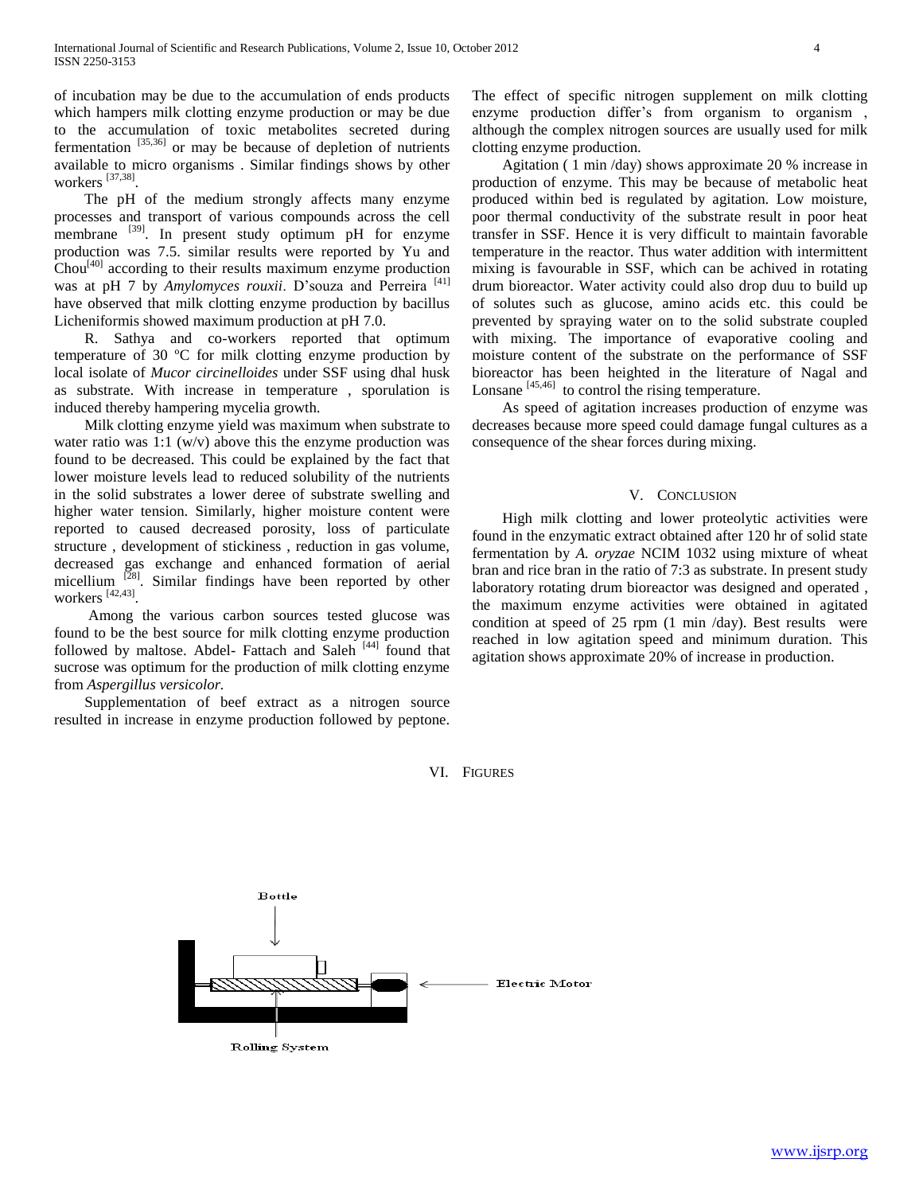of incubation may be due to the accumulation of ends products which hampers milk clotting enzyme production or may be due to the accumulation of toxic metabolites secreted during fermentation [35,36] or may be because of depletion of nutrients available to micro organisms . Similar findings shows by other workers [37,38].

The pH of the medium strongly affects many enzyme processes and transport of various compounds across the cell membrane [39]. In present study optimum pH for enzyme production was 7.5. similar results were reported by Yu and Chou[40] according to their results maximum enzyme production was at pH 7 by *Amylomyces rouxii*. D'souza and Perreira [41] have observed that milk clotting enzyme production by bacillus Licheniformis showed maximum production at pH 7.0.

R. Sathya and co-workers reported that optimum temperature of 30 ºC for milk clotting enzyme production by local isolate of *Mucor circinelloides* under SSF using dhal husk as substrate. With increase in temperature , sporulation is induced thereby hampering mycelia growth.

Milk clotting enzyme yield was maximum when substrate to water ratio was 1:1 (w/v) above this the enzyme production was found to be decreased. This could be explained by the fact that lower moisture levels lead to reduced solubility of the nutrients in the solid substrates a lower deree of substrate swelling and higher water tension. Similarly, higher moisture content were reported to caused decreased porosity, loss of particulate structure , development of stickiness , reduction in gas volume, decreased gas exchange and enhanced formation of aerial micellium [28]. Similar findings have been reported by other workers [42,43].

Among the various carbon sources tested glucose was found to be the best source for milk clotting enzyme production followed by maltose. Abdel- Fattach and Saleh [44] found that sucrose was optimum for the production of milk clotting enzyme from *Aspergillus versicolor.*

Supplementation of beef extract as a nitrogen source resulted in increase in enzyme production followed by peptone. The effect of specific nitrogen supplement on milk clotting enzyme production differ's from organism to organism , although the complex nitrogen sources are usually used for milk clotting enzyme production.

Agitation ( 1 min /day) shows approximate 20 % increase in production of enzyme. This may be because of metabolic heat produced within bed is regulated by agitation. Low moisture, poor thermal conductivity of the substrate result in poor heat transfer in SSF. Hence it is very difficult to maintain favorable temperature in the reactor. Thus water addition with intermittent mixing is favourable in SSF, which can be achived in rotating drum bioreactor. Water activity could also drop duu to build up of solutes such as glucose, amino acids etc. this could be prevented by spraying water on to the solid substrate coupled with mixing. The importance of evaporative cooling and moisture content of the substrate on the performance of SSF bioreactor has been heighted in the literature of Nagal and Lonsane [45,46] to control the rising temperature.

As speed of agitation increases production of enzyme was decreases because more speed could damage fungal cultures as a consequence of the shear forces during mixing.

## V. Conclusion

High milk clotting and lower proteolytic activities were found in the enzymatic extract obtained after 120 hr of solid state fermentation by *A. oryzae* NCIM 1032 using mixture of wheat bran and rice bran in the ratio of 7:3 as substrate. In present study laboratory rotating drum bioreactor was designed and operated , the maximum enzyme activities were obtained in agitated condition at speed of 25 rpm (1 min /day). Best results were reached in low agitation speed and minimum duration. This agitation shows approximate 20% of increase in production.

## VI. Figures

Bottle

Electric Motor

Rolling System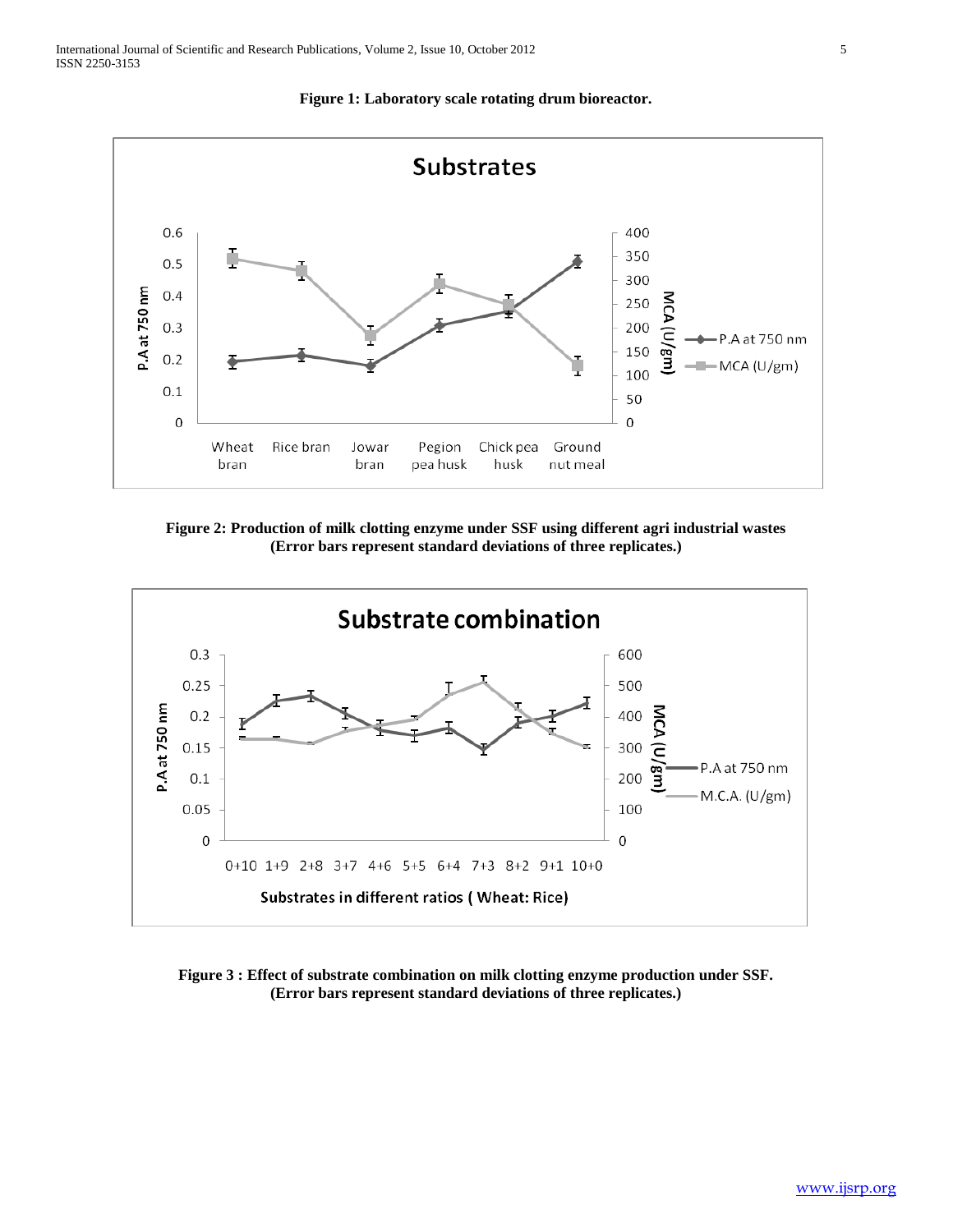**Figure 1: Laboratory scale rotating drum bioreactor.**

**Figure 2: Production of milk clotting enzyme under SSF using different agri industrial wastes (Error bars represent standard deviations of three replicates.)**

**Figure 3 : Effect of substrate combination on milk clotting enzyme production under SSF. (Error bars represent standard deviations of three replicates.)**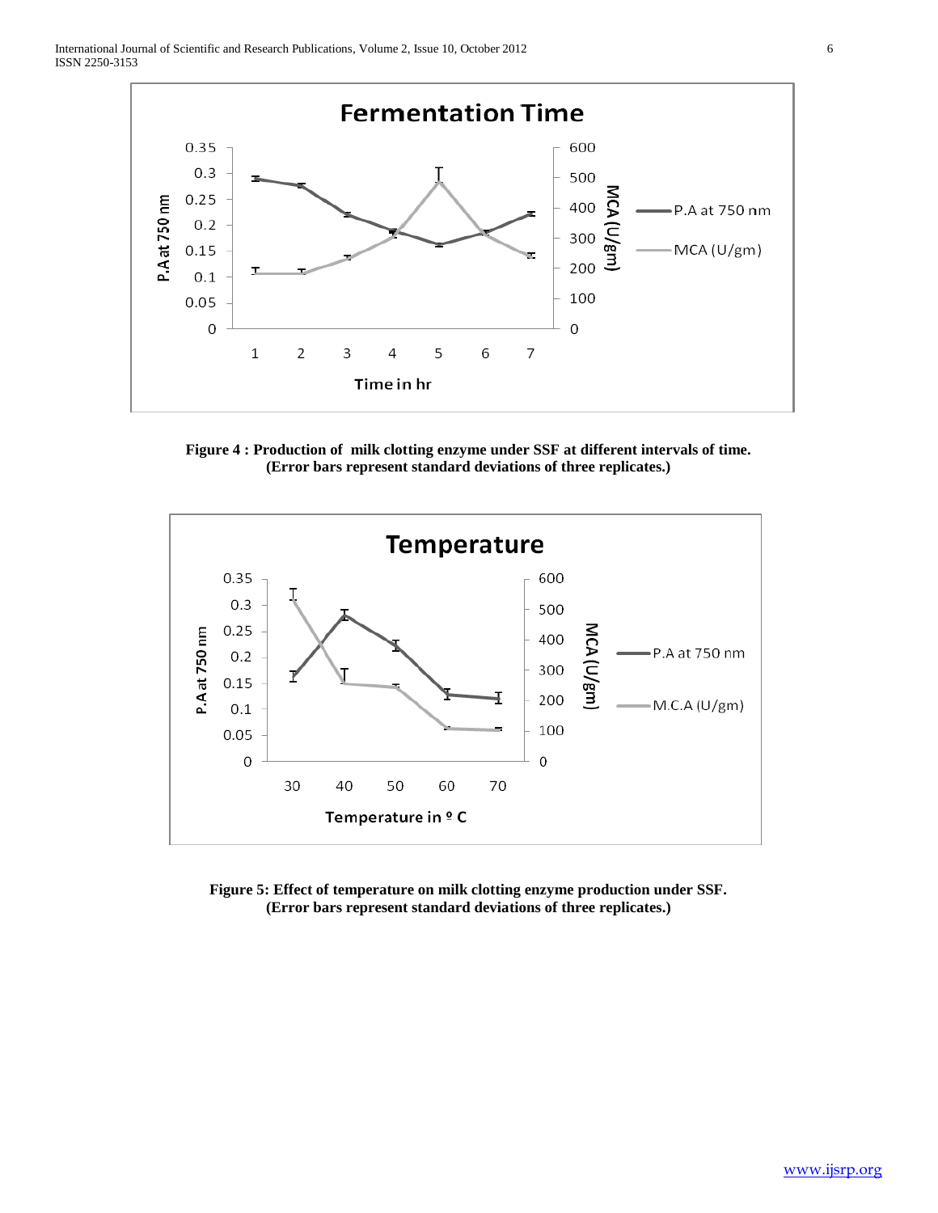**Figure 4 : Production of milk clotting enzyme under SSF at different intervals of time. (Error bars represent standard deviations of three replicates.)**

**Figure 5: Effect of temperature on milk clotting enzyme production under SSF. (Error bars represent standard deviations of three replicates.)**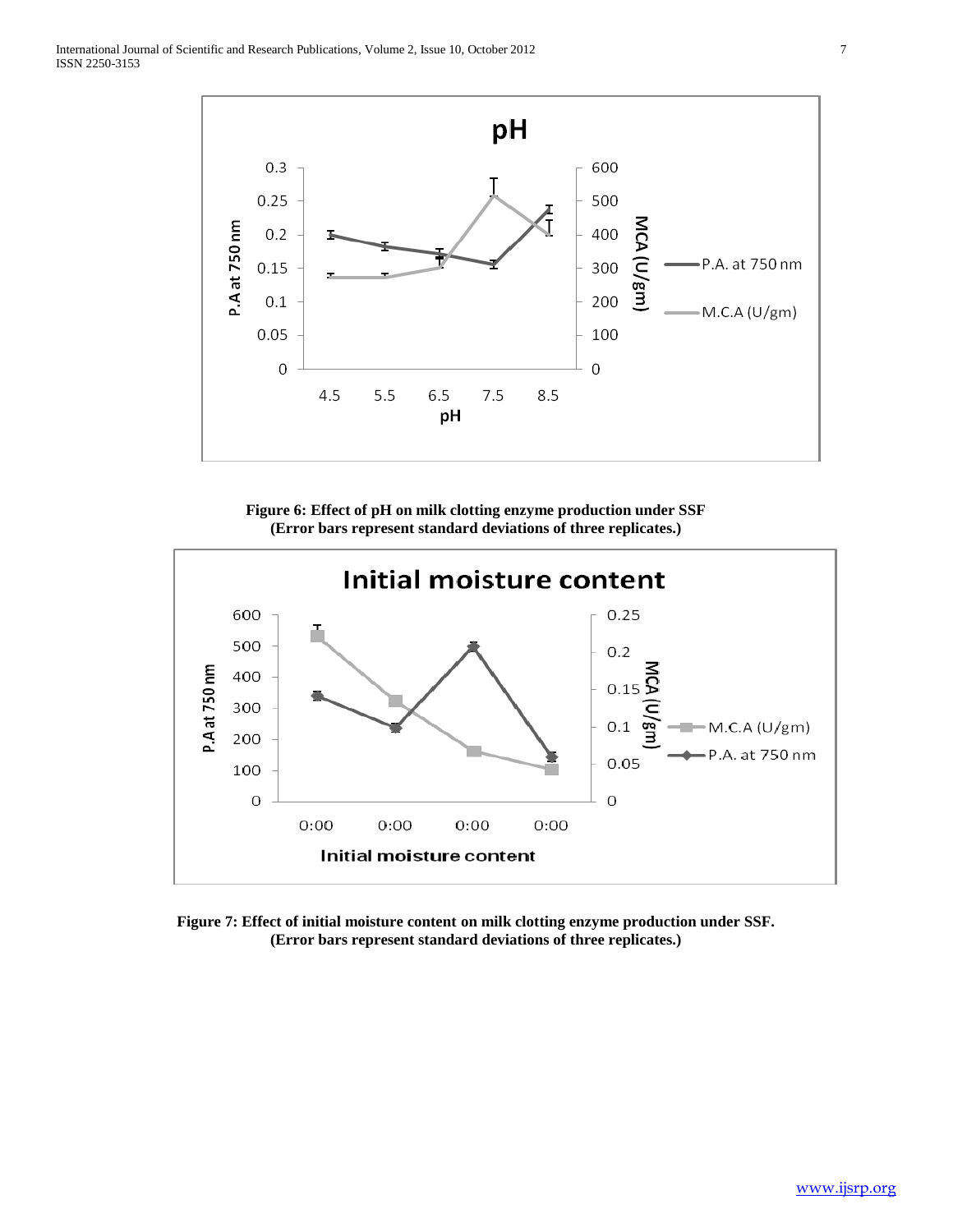**Figure 6: Effect of pH on milk clotting enzyme production under SSF (Error bars represent standard deviations of three replicates.)**

**Figure 7: Effect of initial moisture content on milk clotting enzyme production under SSF. (Error bars represent standard deviations of three replicates.)**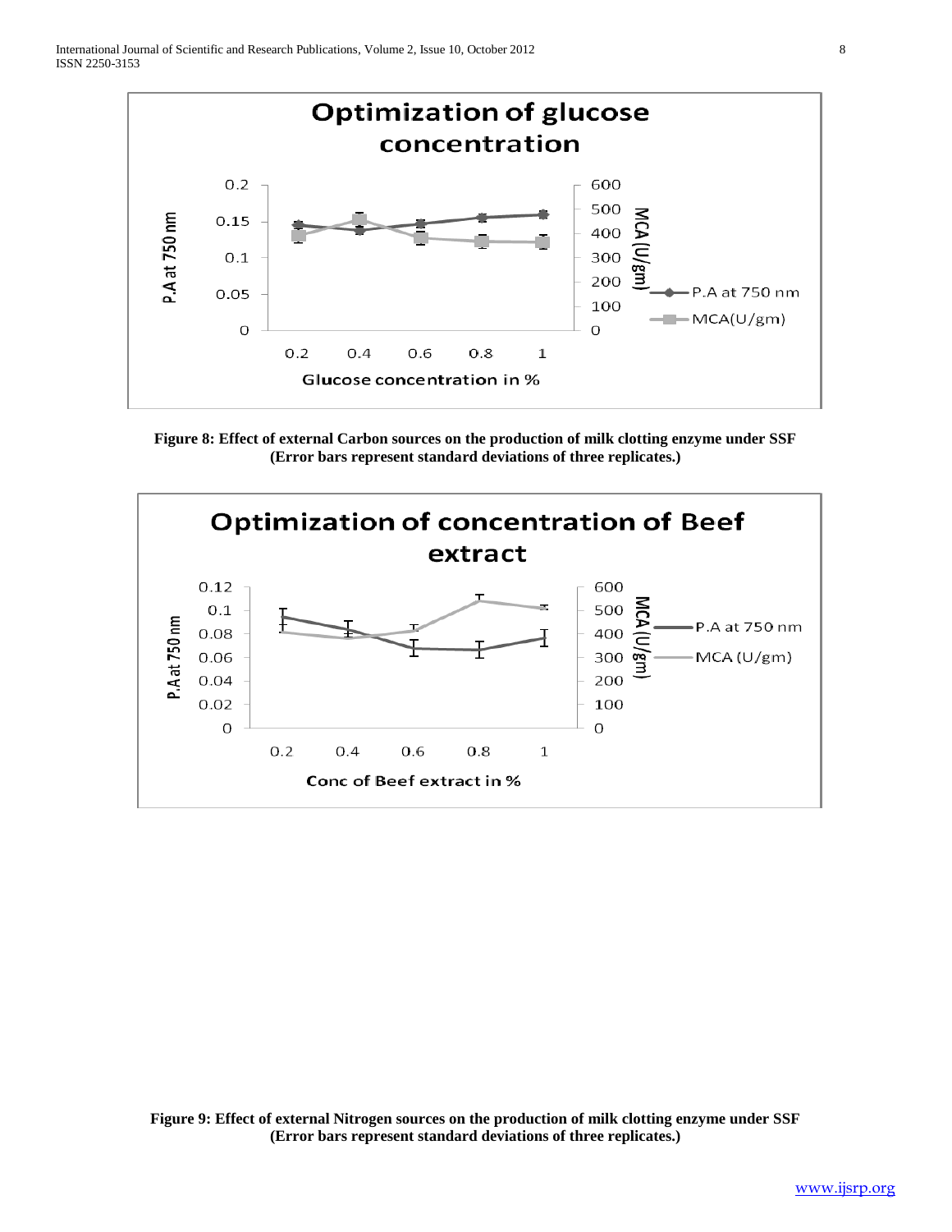Figure 8: Effect of external Carbon sources on the production of milk clotting enzyme under SSF (Error bars represent standard deviations of three replicates.)

Figure 9: Effect of external Nitrogen sources on the production of milk clotting enzyme under SSF (Error bars represent standard deviations of three replicates.)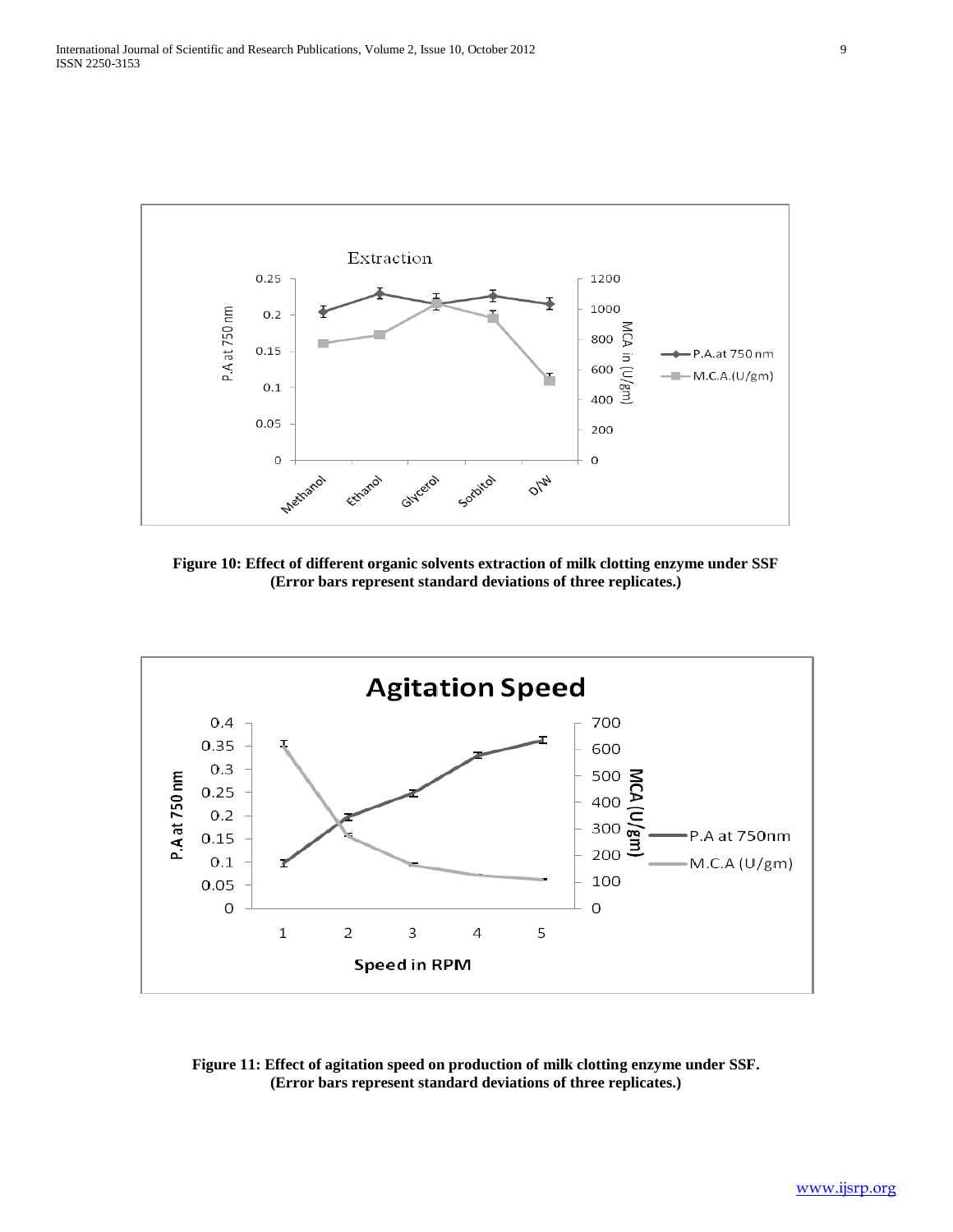Figure 10: Effect of different organic solvents extraction of milk clotting enzyme under SSF (Error bars represent standard deviations of three replicates.)

Figure 11: Effect of agitation speed on production of milk clotting enzyme under SSF. (Error bars represent standard deviations of three replicates.)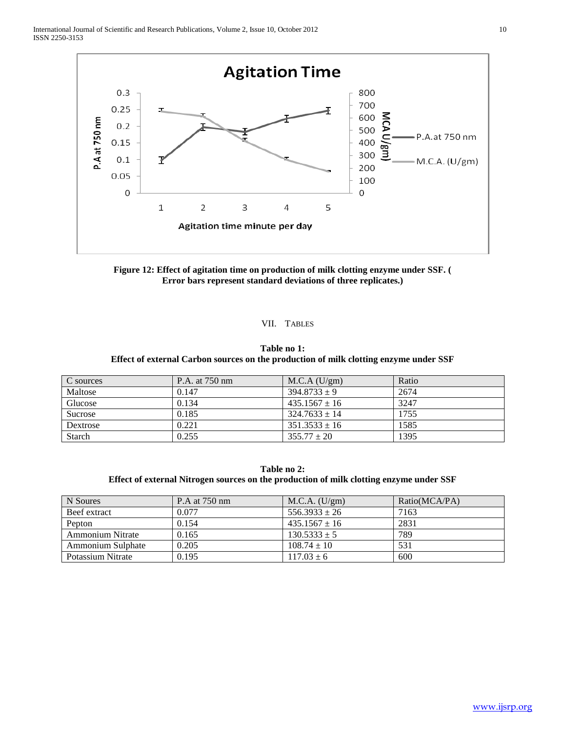**Figure 12: Effect of agitation time on production of milk clotting enzyme under SSF. ( Error bars represent standard deviations of three replicates.)**

## VII. Tables

**Table no 1:**
**Effect of external Carbon sources on the production of milk clotting enzyme under SSF**

| C sources | P.A. at 750 nm | M.C.A (U/gm) | Ratio |
|---|---|---|---|
| Maltose | 0.147 | 394.8733 ± 9 | 2674 |
| Glucose | 0.134 | 435.1567 ± 16 | 3247 |
| Sucrose | 0.185 | 324.7633 ± 14 | 1755 |
| Dextrose | 0.221 | 351.3533 ± 16 | 1585 |
| Starch | 0.255 | 355.77 ± 20 | 1395 |

**Table no 2:**
**Effect of external Nitrogen sources on the production of milk clotting enzyme under SSF**

| N Soures | P.A at 750 nm | M.C.A. (U/gm) | Ratio(MCA/PA) |
|---|---|---|---|
| Beef extract | 0.077 | 556.3933 ± 26 | 7163 |
| Pepton | 0.154 | 435.1567 ± 16 | 2831 |
| Ammonium Nitrate | 0.165 | 130.5333 ± 5 | 789 |
| Ammonium Sulphate | 0.205 | 108.74 ± 10 | 531 |
| Potassium Nitrate | 0.195 | 117.03 ± 6 | 600 |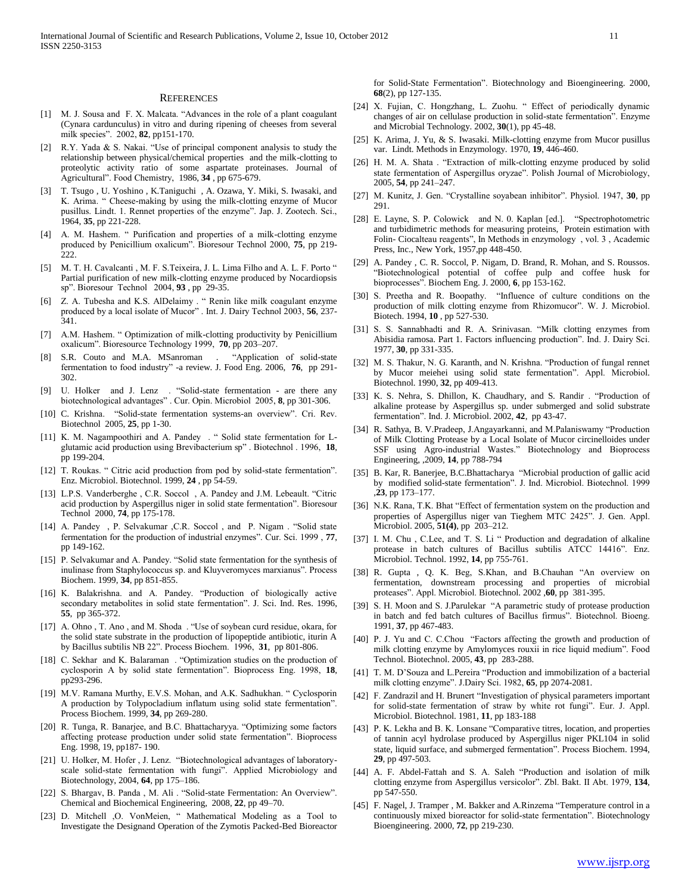## REFERENCES

[1] M. J. Sousa and F. X. Malcata. "Advances in the role of a plant coagulant (Cynara cardunculus) in vitro and during ripening of cheeses from several milk species". 2002, **82**, pp151-170.

[2] R.Y. Yada & S. Nakai. "Use of principal component analysis to study the relationship between physical/chemical properties and the milk-clotting to proteolytic activity ratio of some aspartate proteinases. Journal of Agricultural". Food Chemistry, 1986, **34** , pp 675-679.

[3] T. Tsugo , U. Yoshino , K.Taniguchi , A. Ozawa, Y. Miki, S. Iwasaki, and K. Arima. " Cheese-making by using the milk-clotting enzyme of Mucor pusillus. Lindt. 1. Rennet properties of the enzyme". Jap. J. Zootech. Sci., 1964, **35**, pp 221-228.

[4] A. M. Hashem. " Purification and properties of a milk-clotting enzyme produced by Penicillium oxalicum". Bioresour Technol 2000, **75**, pp 219-222.

[5] M. T. H. Cavalcanti , M. F. S.Teixeira, J. L. Lima Filho and A. L. F. Porto " Partial purification of new milk-clotting enzyme produced by Nocardiopsis sp". Bioresour Technol 2004, **93** , pp 29-35.

[6] Z. A. Tubesha and K.S. AlDelaimy . " Renin like milk coagulant enzyme produced by a local isolate of Mucor" . Int. J. Dairy Technol 2003, **56**, 237-341.

[7] A.M. Hashem. " Optimization of milk-clotting productivity by Penicillium oxalicum". Bioresource Technology 1999, **70**, pp 203–207.

[8] S.R. Couto and M.A. MSanroman . "Application of solid-state fermentation to food industry" -a review. J. Food Eng. 2006, **76**, pp 291-302.

[9] U. Holker and J. Lenz . "Solid-state fermentation - are there any biotechnological advantages" . Cur. Opin. Microbiol 2005, **8**, pp 301-306.

[10] C. Krishna. "Solid-state fermentation systems-an overview". Cri. Rev. Biotechnol 2005, **25**, pp 1-30.

[11] K. M. Nagampoothiri and A. Pandey . " Solid state fermentation for L-glutamic acid production using Brevibacterium sp" . Biotechnol . 1996, **18**, pp 199-204.

[12] T. Roukas. " Citric acid production from pod by solid-state fermentation". Enz. Microbiol. Biotechnol. 1999, **24** , pp 54-59.

[13] L.P.S. Vanderberghe , C.R. Soccol , A. Pandey and J.M. Lebeault. "Citric acid production by Aspergillus niger in solid state fermentation". Bioresour Technol 2000, **74**, pp 175-178.

[14] A. Pandey , P. Selvakumar ,C.R. Soccol , and P. Nigam . "Solid state fermentation for the production of industrial enzymes". Cur. Sci. 1999 , **77**, pp 149-162.

[15] P. Selvakumar and A. Pandey. "Solid state fermentation for the synthesis of inulinase from Staphylococcus sp. and Kluyveromyces marxianus". Process Biochem. 1999, **34**, pp 851-855.

[16] K. Balakrishna. and A. Pandey. "Production of biologically active secondary metabolites in solid state fermentation". J. Sci. Ind. Res. 1996, **55**, pp 365-372.

[17] A. Ohno , T. Ano , and M. Shoda . "Use of soybean curd residue, okara, for the solid state substrate in the production of lipopeptide antibiotic, iturin A by Bacillus subtilis NB 22". Process Biochem. 1996, **31**, pp 801-806.

[18] C. Sekhar and K. Balaraman . "Optimization studies on the production of cyclosporin A by solid state fermentation". Bioprocess Eng. 1998, **18**, pp293-296.

[19] M.V. Ramana Murthy, E.V.S. Mohan, and A.K. Sadhukhan. " Cyclosporin A production by Tolypocladium inflatum using solid state fermentation". Process Biochem. 1999, **34**, pp 269-280.

[20] R. Tunga, R. Banarjee, and B.C. Bhattacharyya. "Optimizing some factors affecting protease production under solid state fermentation". Bioprocess Eng. 1998, 19, pp187- 190.

[21] U. Holker, M. Hofer , J. Lenz. "Biotechnological advantages of laboratory-scale solid-state fermentation with fungi". Applied Microbiology and Biotechnology, 2004, **64**, pp 175–186.

[22] S. Bhargav, B. Panda , M. Ali . "Solid-state Fermentation: An Overview". Chemical and Biochemical Engineering, 2008, **22**, pp 49–70.

[23] D. Mitchell ,O. VonMeien, " Mathematical Modeling as a Tool to Investigate the Designand Operation of the Zymotis Packed-Bed Bioreactor for Solid-State Fermentation". Biotechnology and Bioengineering. 2000, **68**(2), pp 127-135.

[24] X. Fujian, C. Hongzhang, L. Zuohu. " Effect of periodically dynamic changes of air on cellulase production in solid-state fermentation". Enzyme and Microbial Technology. 2002, **30**(1), pp 45-48.

[25] K. Arima, J. Yu, & S. Iwasaki. Milk-clotting enzyme from Mucor pusillus var. Lindt. Methods in Enzymology. 1970, **19**, 446-460.

[26] H. M. A. Shata . "Extraction of milk-clotting enzyme produced by solid state fermentation of Aspergillus oryzae". Polish Journal of Microbiology, 2005, **54**, pp 241–247.

[27] M. Kunitz, J. Gen. "Crystalline soyabean inhibitor". Physiol. 1947, **30**, pp 291.

[28] E. Layne, S. P. Colowick and N. 0. Kaplan [ed.]. "Spectrophotometric and turbidimetric methods for measuring proteins, Protein estimation with Folin- Ciocalteau reagents", In Methods in enzymology , vol. 3 , Academic Press, Inc., New York, 1957,pp 448-450.

[29] A. Pandey , C. R. Soccol, P. Nigam, D. Brand, R. Mohan, and S. Roussos. "Biotechnological potential of coffee pulp and coffee husk for bioprocesses". Biochem Eng. J. 2000, **6**, pp 153-162.

[30] S. Preetha and R. Boopathy. "Influence of culture conditions on the production of milk clotting enzyme from Rhizomucor". W. J. Microbiol. Biotech. 1994, **10** , pp 527-530.

[31] S. S. Sannabhadti and R. A. Srinivasan. "Milk clotting enzymes from Abisidia ramosa. Part 1. Factors influencing production". Ind. J. Dairy Sci. 1977, **30**, pp 331-335.

[32] M. S. Thakur, N. G. Karanth, and N. Krishna. "Production of fungal rennet by Mucor meiehei using solid state fermentation". Appl. Microbiol. Biotechnol. 1990, **32**, pp 409-413.

[33] K. S. Nehra, S. Dhillon, K. Chaudhary, and S. Randir . "Production of alkaline protease by Aspergillus sp. under submerged and solid substrate fermentation". Ind. J. Microbiol. 2002, **42**, pp 43-47.

[34] R. Sathya, B. V.Pradeep, J.Angayarkanni, and M.Palaniswamy "Production of Milk Clotting Protease by a Local Isolate of Mucor circinelloides under SSF using Agro-industrial Wastes." Biotechnology and Bioprocess Engineering, ,2009, **14**, pp 788-794

[35] B. Kar, R. Banerjee, B.C.Bhattacharya "Microbial production of gallic acid by modified solid-state fermentation". J. Ind. Microbiol. Biotechnol. 1999 ,**23**, pp 173–177.

[36] N.K. Rana, T.K. Bhat "Effect of fermentation system on the production and properties of Aspergillus niger van Tieghem MTC 2425". J. Gen. Appl. Microbiol. 2005, **51(4)**, pp 203–212.

[37] I. M. Chu , C.Lee, and T. S. Li " Production and degradation of alkaline protease in batch cultures of Bacillus subtilis ATCC 14416". Enz. Microbiol. Technol. 1992, **14**, pp 755-761.

[38] R. Gupta , Q. K. Beg, S.Khan, and B.Chauhan "An overview on fermentation, downstream processing and properties of microbial proteases". Appl. Microbiol. Biotechnol. 2002 ,**60**, pp 381-395.

[39] S. H. Moon and S. J.Parulekar "A parametric study of protease production in batch and fed batch cultures of Bacillus firmus". Biotechnol. Bioeng. 1991, **37**, pp 467-483.

[40] P. J. Yu and C. C.Chou "Factors affecting the growth and production of milk clotting enzyme by Amylomyces rouxii in rice liquid medium". Food Technol. Biotechnol. 2005, **43**, pp 283-288.

[41] T. M. D'Souza and L.Pereira "Production and immobilization of a bacterial milk clotting enzyme". J.Dairy Sci. 1982, **65**, pp 2074-2081.

[42] F. Zandrazil and H. Brunert "Investigation of physical parameters important for solid-state fermentation of straw by white rot fungi". Eur. J. Appl. Microbiol. Biotechnol. 1981, **11**, pp 183-188

[43] P. K. Lekha and B. K. Lonsane "Comparative titres, location, and properties of tannin acyl hydrolase produced by Aspergillus niger PKL104 in solid state, liquid surface, and submerged fermentation". Process Biochem. 1994, **29**, pp 497-503.

[44] A. F. Abdel-Fattah and S. A. Saleh "Production and isolation of milk clotting enzyme from Aspergillus versicolor". Zbl. Bakt. II Abt. 1979, **134**, pp 547-550.

[45] F. Nagel, J. Tramper , M. Bakker and A.Rinzema "Temperature control in a continuously mixed bioreactor for solid-state fermentation". Biotechnology Bioengineering. 2000, **72**, pp 219-230.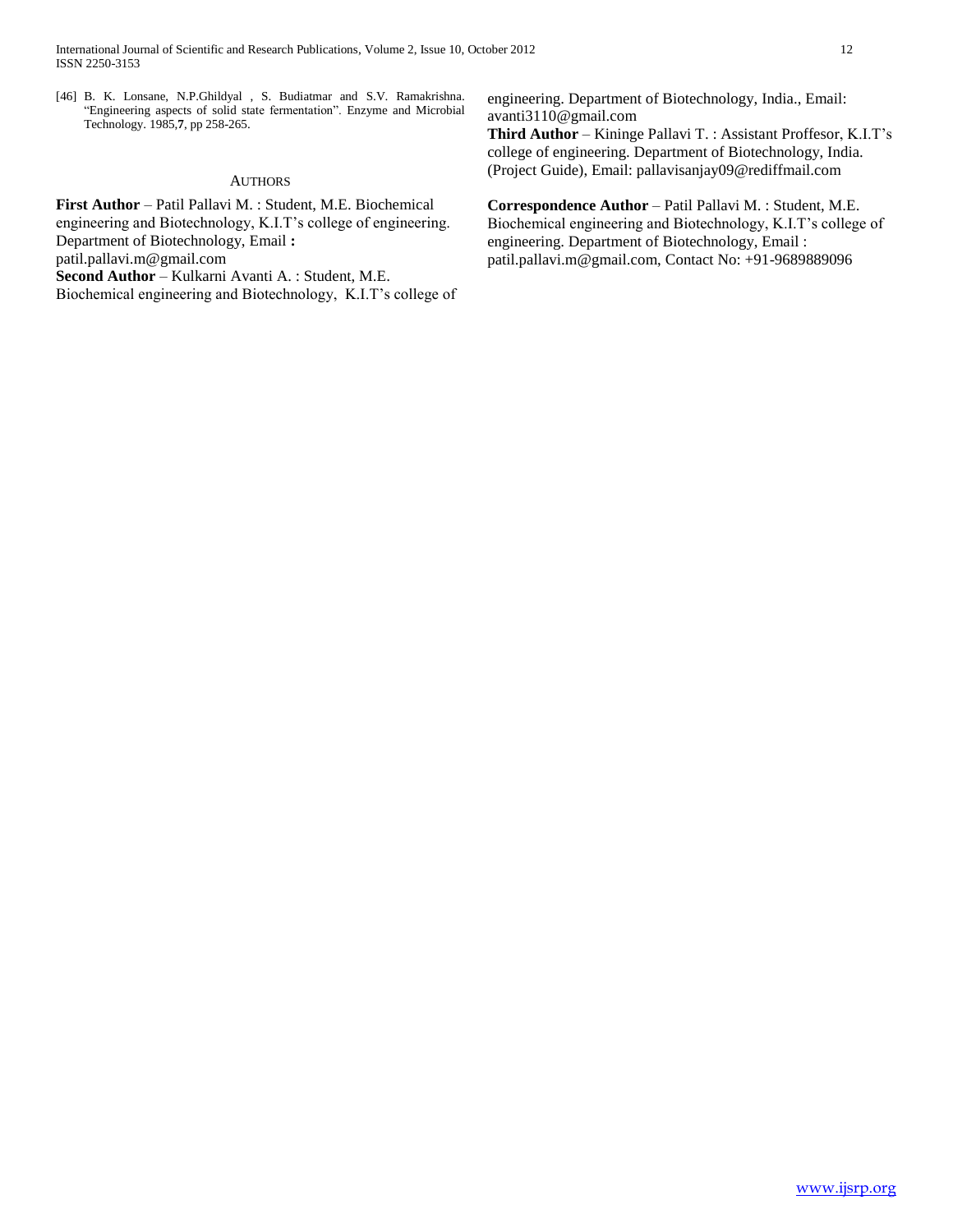[46] B. K. Lonsane, N.P.Ghildyal , S. Budiatmar and S.V. Ramakrishna. "Engineering aspects of solid state fermentation". Enzyme and Microbial Technology. 1985,**7**, pp 258-265.

## AUTHORS

**First Author** – Patil Pallavi M. : Student, M.E. Biochemical engineering and Biotechnology, K.I.T's college of engineering. Department of Biotechnology, Email **:** patil.pallavi.m@gmail.com

**Second Author** – Kulkarni Avanti A. : Student, M.E. Biochemical engineering and Biotechnology, K.I.T's college of engineering. Department of Biotechnology, India., Email: avanti3110@gmail.com

**Third Author** – Kininge Pallavi T. : Assistant Proffesor, K.I.T's college of engineering. Department of Biotechnology, India. (Project Guide), Email: pallavisanjay09@rediffmail.com

**Correspondence Author** – Patil Pallavi M. : Student, M.E. Biochemical engineering and Biotechnology, K.I.T's college of engineering. Department of Biotechnology, Email : patil.pallavi.m@gmail.com, Contact No: +91-9689889096